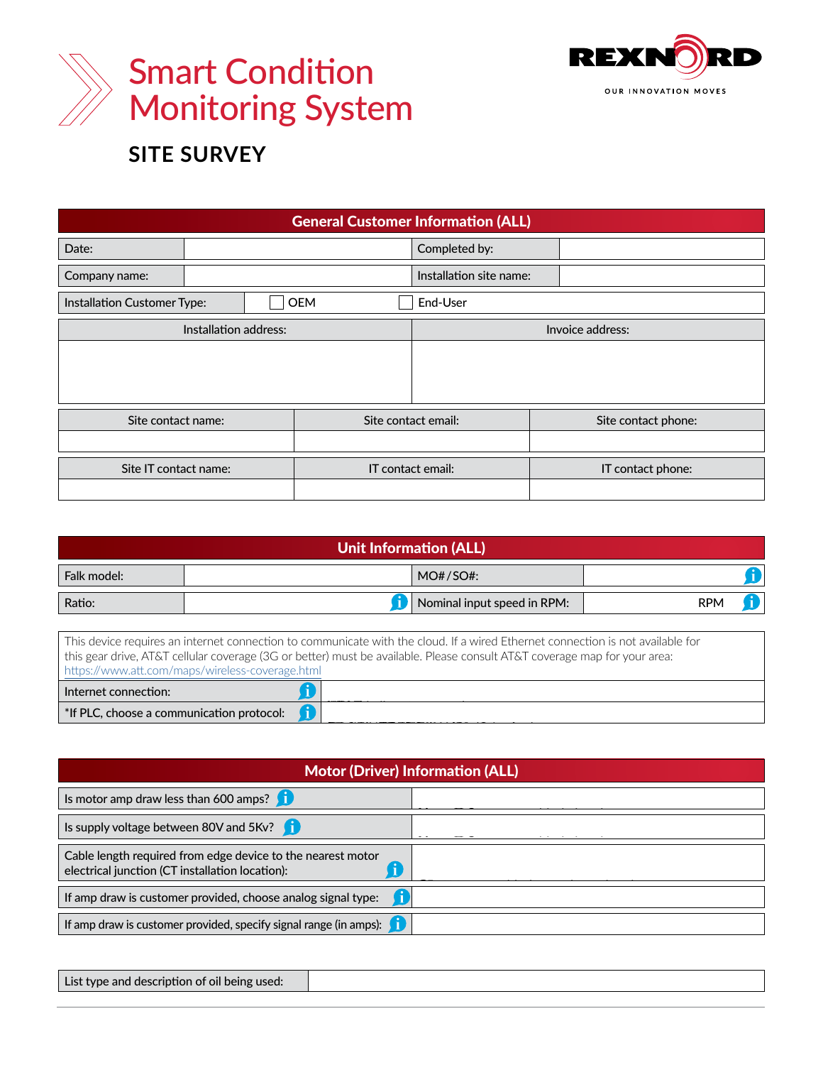# Smart Condition Monitoring System

REXNORD
OUR INNOVATION MOVES

## SITE SURVEY

| General Customer Information (ALL) | | | |
|---|---|---|---|
| Date: | | Completed by: | |
| Company name: | | Installation site name: | |
| Installation Customer Type: | ☐ OEM | ☐ End-User | |

| Installation address: | Invoice address: |
|---|---|
| | |

| Site contact name: | Site contact email: | Site contact phone: |
|---|---|---|
| | | |

| Site IT contact name: | IT contact email: | IT contact phone: |
|---|---|---|
| | | |

| Unit Information (ALL) | | | |
|---|---|---|---|
| Falk model: | | MO#/SO#: | |
| Ratio: | | Nominal input speed in RPM: | RPM |

This device requires an internet connection to communicate with the cloud. If a wired Ethernet connection is not available for this gear drive, AT&T cellular coverage (3G or better) must be available. Please consult AT&T coverage map for your area: https://www.att.com/maps/wireless-coverage.html

| | |
|---|---|
| Internet connection: | |
| *If PLC, choose a communication protocol: | |

| Motor (Driver) Information (ALL) | |
|---|---|
| Is motor amp draw less than 600 amps? | |
| Is supply voltage between 80V and 5Kv? | |
| Cable length required from edge device to the nearest motor electrical junction (CT installation location): | |
| If amp draw is customer provided, choose analog signal type: | |
| If amp draw is customer provided, specify signal range (in amps): | |

| | |
|---|---|
| List type and description of oil being used: | |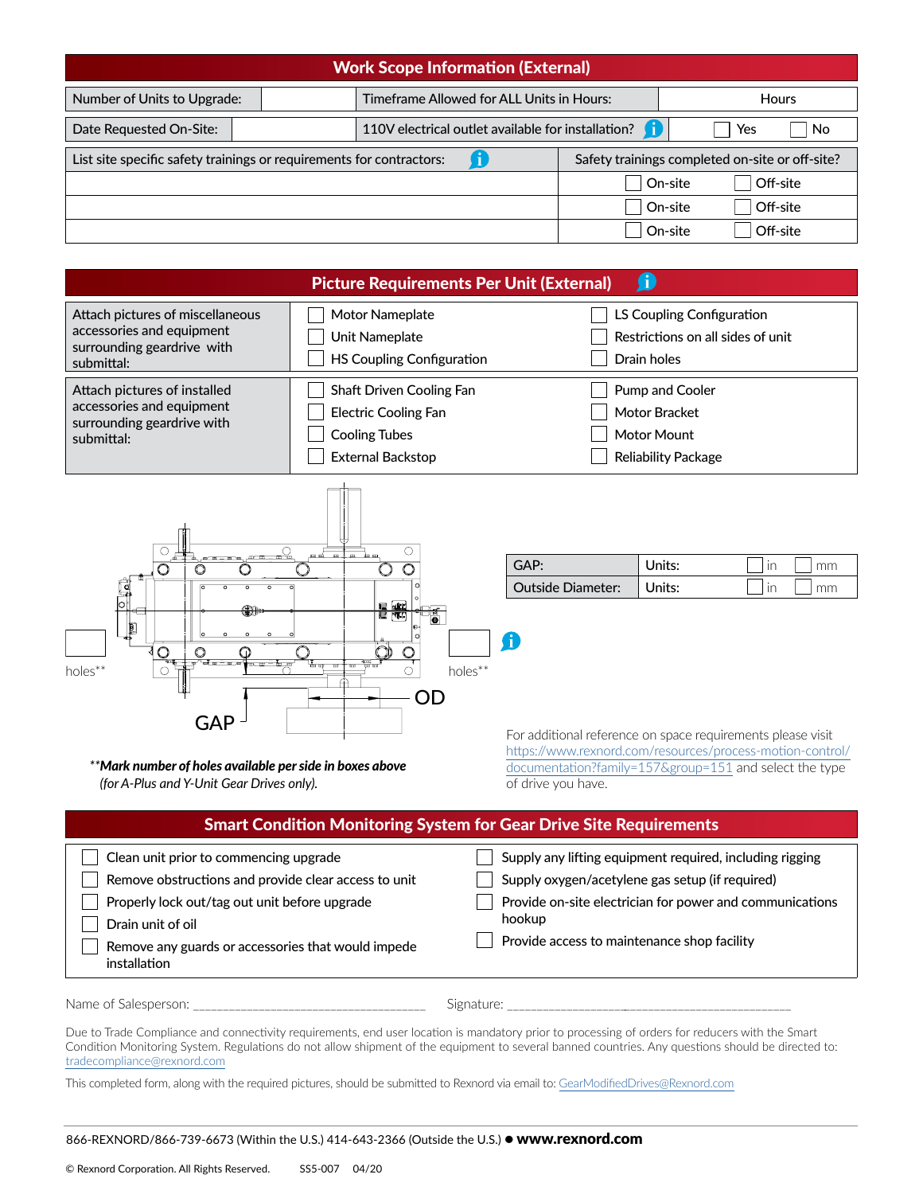## Work Scope Information (External)

| | | | |
|---|---|---|---|
| Number of Units to Upgrade: | | Timeframe Allowed for ALL Units in Hours: | Hours |
| Date Requested On-Site: | | 110V electrical outlet available for installation? | ☐ Yes ☐ No |

| | |
|---|---|
| List site specific safety trainings or requirements for contractors: | Safety trainings completed on-site or off-site? |
| | ☐ On-site ☐ Off-site |
| | ☐ On-site ☐ Off-site |
| | ☐ On-site ☐ Off-site |

## Picture Requirements Per Unit (External)

| | | |
|---|---|---|
| Attach pictures of miscellaneous accessories and equipment surrounding geardrive with submittal: | ☐ Motor Nameplate<br>☐ Unit Nameplate<br>☐ HS Coupling Configuration | ☐ LS Coupling Configuration<br>☐ Restrictions on all sides of unit<br>☐ Drain holes |
| Attach pictures of installed accessories and equipment surrounding geardrive with submittal: | ☐ Shaft Driven Cooling Fan<br>☐ Electric Cooling Fan<br>☐ Cooling Tubes<br>☐ External Backstop | ☐ Pump and Cooler<br>☐ Motor Bracket<br>☐ Motor Mount<br>☐ Reliability Package |

holes**

holes**

GAP

OD

| | |
|---|---|
| GAP: | Units: ☐ in ☐ mm |
| Outside Diameter: | Units: ☐ in ☐ mm |

***Mark number of holes available per side in boxes above***
*(for A-Plus and Y-Unit Gear Drives only).*

For additional reference on space requirements please visit https://www.rexnord.com/resources/process-motion-control/documentation?family=157&group=151 and select the type of drive you have.

## Smart Condition Monitoring System for Gear Drive Site Requirements

- ☐ Clean unit prior to commencing upgrade
- ☐ Remove obstructions and provide clear access to unit
- ☐ Properly lock out/tag out unit before upgrade
- ☐ Drain unit of oil
- ☐ Remove any guards or accessories that would impede installation
- ☐ Supply any lifting equipment required, including rigging
- ☐ Supply oxygen/acetylene gas setup (if required)
- ☐ Provide on-site electrician for power and communications hookup
- ☐ Provide access to maintenance shop facility

Name of Salesperson: ___________________________________ Signature: ___________________________________________

Due to Trade Compliance and connectivity requirements, end user location is mandatory prior to processing of orders for reducers with the Smart Condition Monitoring System. Regulations do not allow shipment of the equipment to several banned countries. Any questions should be directed to: tradecompliance@rexnord.com

This completed form, along with the required pictures, should be submitted to Rexnord via email to: GearModifiedDrives@Rexnord.com

866-REXNORD/866-739-6673 (Within the U.S.) 414-643-2366 (Outside the U.S.) ● **www.rexnord.com**

© Rexnord Corporation. All Rights Reserved. SS5-007 04/20